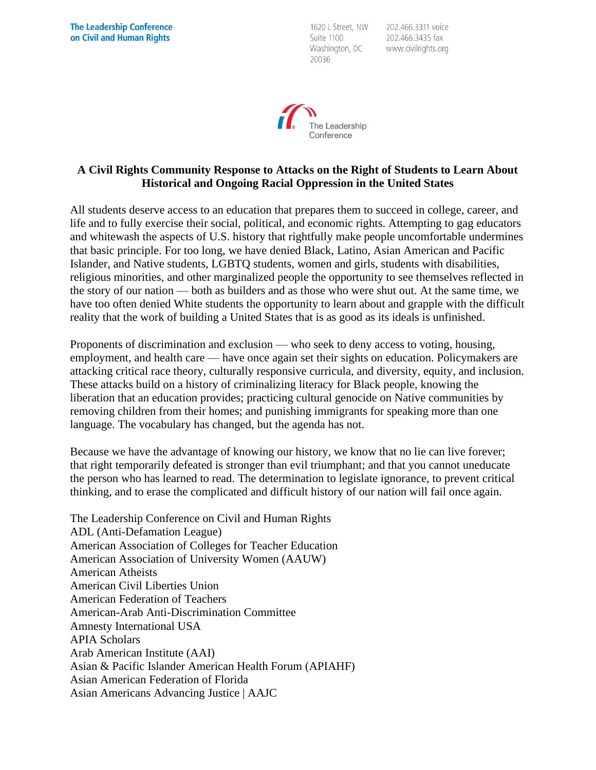The Leadership Conference on Civil and Human Rights

1620 L Street, NW
Suite 1100
Washington, DC
20036

202.466.3311 voice
202.466.3435 fax
www.civilrights.org

The Leadership Conference

## A Civil Rights Community Response to Attacks on the Right of Students to Learn About Historical and Ongoing Racial Oppression in the United States

All students deserve access to an education that prepares them to succeed in college, career, and life and to fully exercise their social, political, and economic rights. Attempting to gag educators and whitewash the aspects of U.S. history that rightfully make people uncomfortable undermines that basic principle. For too long, we have denied Black, Latino, Asian American and Pacific Islander, and Native students, LGBTQ students, women and girls, students with disabilities, religious minorities, and other marginalized people the opportunity to see themselves reflected in the story of our nation — both as builders and as those who were shut out. At the same time, we have too often denied White students the opportunity to learn about and grapple with the difficult reality that the work of building a United States that is as good as its ideals is unfinished.

Proponents of discrimination and exclusion — who seek to deny access to voting, housing, employment, and health care — have once again set their sights on education. Policymakers are attacking critical race theory, culturally responsive curricula, and diversity, equity, and inclusion. These attacks build on a history of criminalizing literacy for Black people, knowing the liberation that an education provides; practicing cultural genocide on Native communities by removing children from their homes; and punishing immigrants for speaking more than one language. The vocabulary has changed, but the agenda has not.

Because we have the advantage of knowing our history, we know that no lie can live forever; that right temporarily defeated is stronger than evil triumphant; and that you cannot uneducate the person who has learned to read. The determination to legislate ignorance, to prevent critical thinking, and to erase the complicated and difficult history of our nation will fail once again.

The Leadership Conference on Civil and Human Rights
ADL (Anti-Defamation League)
American Association of Colleges for Teacher Education
American Association of University Women (AAUW)
American Atheists
American Civil Liberties Union
American Federation of Teachers
American-Arab Anti-Discrimination Committee
Amnesty International USA
APIA Scholars
Arab American Institute (AAI)
Asian & Pacific Islander American Health Forum (APIAHF)
Asian American Federation of Florida
Asian Americans Advancing Justice | AAJC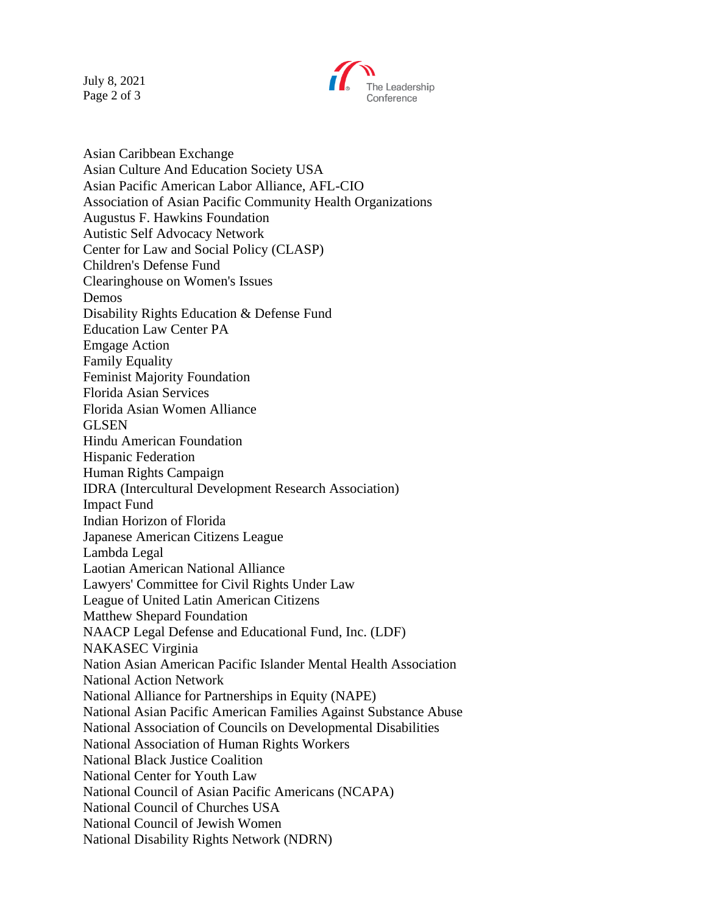Asian Caribbean Exchange
Asian Culture And Education Society USA
Asian Pacific American Labor Alliance, AFL-CIO
Association of Asian Pacific Community Health Organizations
Augustus F. Hawkins Foundation
Autistic Self Advocacy Network
Center for Law and Social Policy (CLASP)
Children's Defense Fund
Clearinghouse on Women's Issues
Demos
Disability Rights Education & Defense Fund
Education Law Center PA
Emgage Action
Family Equality
Feminist Majority Foundation
Florida Asian Services
Florida Asian Women Alliance
GLSEN
Hindu American Foundation
Hispanic Federation
Human Rights Campaign
IDRA (Intercultural Development Research Association)
Impact Fund
Indian Horizon of Florida
Japanese American Citizens League
Lambda Legal
Laotian American National Alliance
Lawyers' Committee for Civil Rights Under Law
League of United Latin American Citizens
Matthew Shepard Foundation
NAACP Legal Defense and Educational Fund, Inc. (LDF)
NAKASEC Virginia
Nation Asian American Pacific Islander Mental Health Association
National Action Network
National Alliance for Partnerships in Equity (NAPE)
National Asian Pacific American Families Against Substance Abuse
National Association of Councils on Developmental Disabilities
National Association of Human Rights Workers
National Black Justice Coalition
National Center for Youth Law
National Council of Asian Pacific Americans (NCAPA)
National Council of Churches USA
National Council of Jewish Women
National Disability Rights Network (NDRN)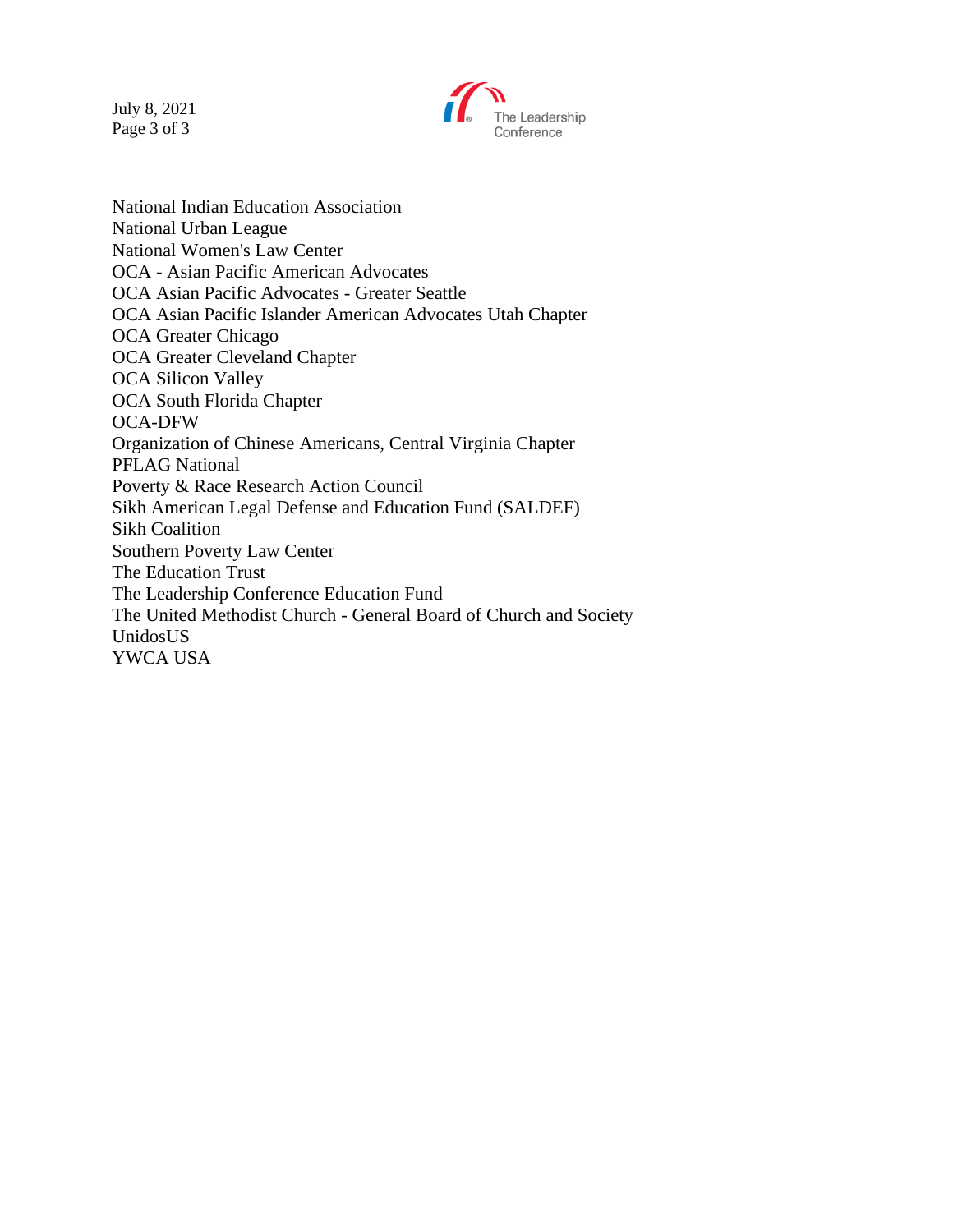National Indian Education Association
National Urban League
National Women's Law Center
OCA - Asian Pacific American Advocates
OCA Asian Pacific Advocates - Greater Seattle
OCA Asian Pacific Islander American Advocates Utah Chapter
OCA Greater Chicago
OCA Greater Cleveland Chapter
OCA Silicon Valley
OCA South Florida Chapter
OCA-DFW
Organization of Chinese Americans, Central Virginia Chapter
PFLAG National
Poverty & Race Research Action Council
Sikh American Legal Defense and Education Fund (SALDEF)
Sikh Coalition
Southern Poverty Law Center
The Education Trust
The Leadership Conference Education Fund
The United Methodist Church - General Board of Church and Society
UnidosUS
YWCA USA